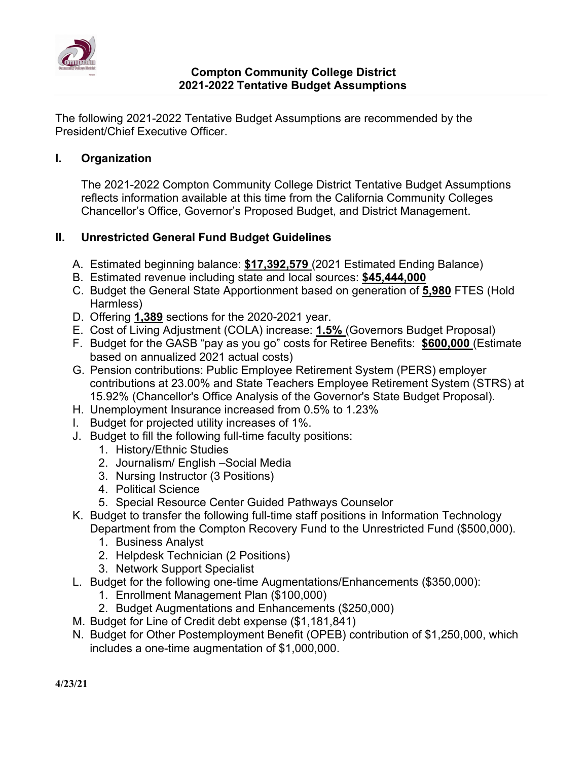# Compton Community College District
## 2021-2022 Tentative Budget Assumptions

The following 2021-2022 Tentative Budget Assumptions are recommended by the President/Chief Executive Officer.

## I. Organization

The 2021-2022 Compton Community College District Tentative Budget Assumptions reflects information available at this time from the California Community Colleges Chancellor's Office, Governor's Proposed Budget, and District Management.

## II. Unrestricted General Fund Budget Guidelines

A. Estimated beginning balance: **$17,392,579** (2021 Estimated Ending Balance)
B. Estimated revenue including state and local sources: **$45,444,000**
C. Budget the General State Apportionment based on generation of **5,980** FTES (Hold Harmless)
D. Offering **1,389** sections for the 2020-2021 year.
E. Cost of Living Adjustment (COLA) increase: **1.5%** (Governors Budget Proposal)
F. Budget for the GASB "pay as you go" costs for Retiree Benefits: **$600,000** (Estimate based on annualized 2021 actual costs)
G. Pension contributions: Public Employee Retirement System (PERS) employer contributions at 23.00% and State Teachers Employee Retirement System (STRS) at 15.92% (Chancellor's Office Analysis of the Governor's State Budget Proposal).
H. Unemployment Insurance increased from 0.5% to 1.23%
I. Budget for projected utility increases of 1%.
J. Budget to fill the following full-time faculty positions:
   1. History/Ethnic Studies
   2. Journalism/ English –Social Media
   3. Nursing Instructor (3 Positions)
   4. Political Science
   5. Special Resource Center Guided Pathways Counselor
K. Budget to transfer the following full-time staff positions in Information Technology Department from the Compton Recovery Fund to the Unrestricted Fund ($500,000).
   1. Business Analyst
   2. Helpdesk Technician (2 Positions)
   3. Network Support Specialist
L. Budget for the following one-time Augmentations/Enhancements ($350,000):
   1. Enrollment Management Plan ($100,000)
   2. Budget Augmentations and Enhancements ($250,000)
M. Budget for Line of Credit debt expense ($1,181,841)
N. Budget for Other Postemployment Benefit (OPEB) contribution of $1,250,000, which includes a one-time augmentation of $1,000,000.

**4/23/21**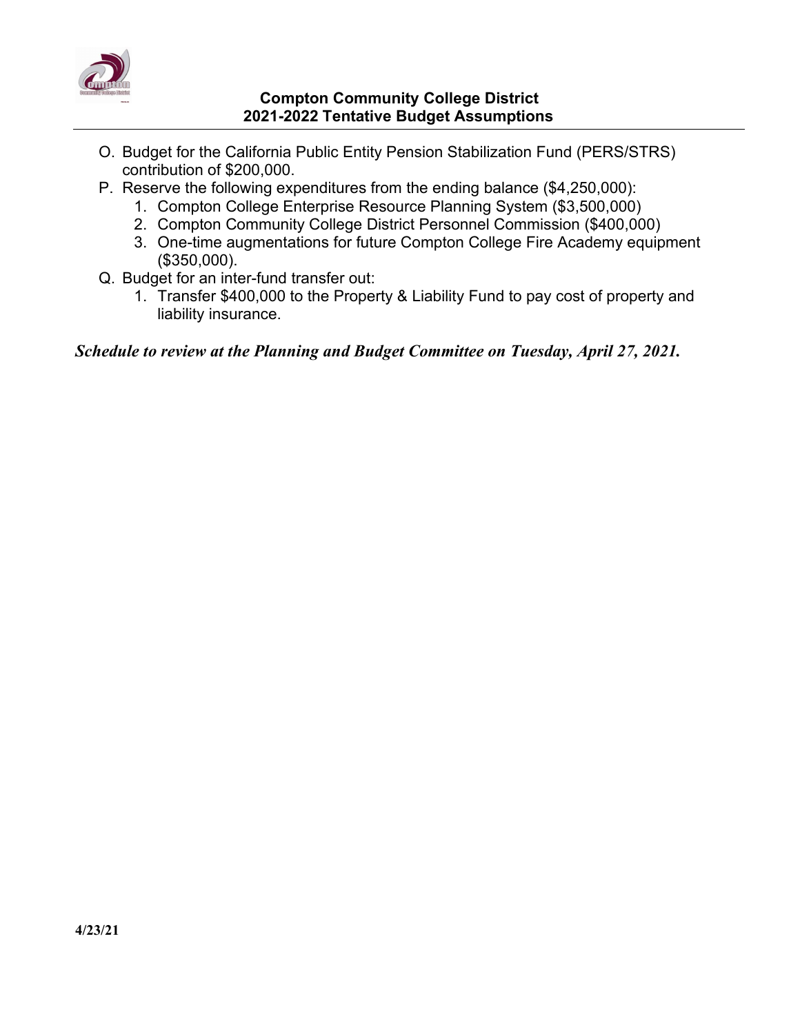O. Budget for the California Public Entity Pension Stabilization Fund (PERS/STRS) contribution of $200,000.

P. Reserve the following expenditures from the ending balance ($4,250,000):
   1. Compton College Enterprise Resource Planning System ($3,500,000)
   2. Compton Community College District Personnel Commission ($400,000)
   3. One-time augmentations for future Compton College Fire Academy equipment ($350,000).

Q. Budget for an inter-fund transfer out:
   1. Transfer $400,000 to the Property & Liability Fund to pay cost of property and liability insurance.

***Schedule to review at the Planning and Budget Committee on Tuesday, April 27, 2021.***

**4/23/21**